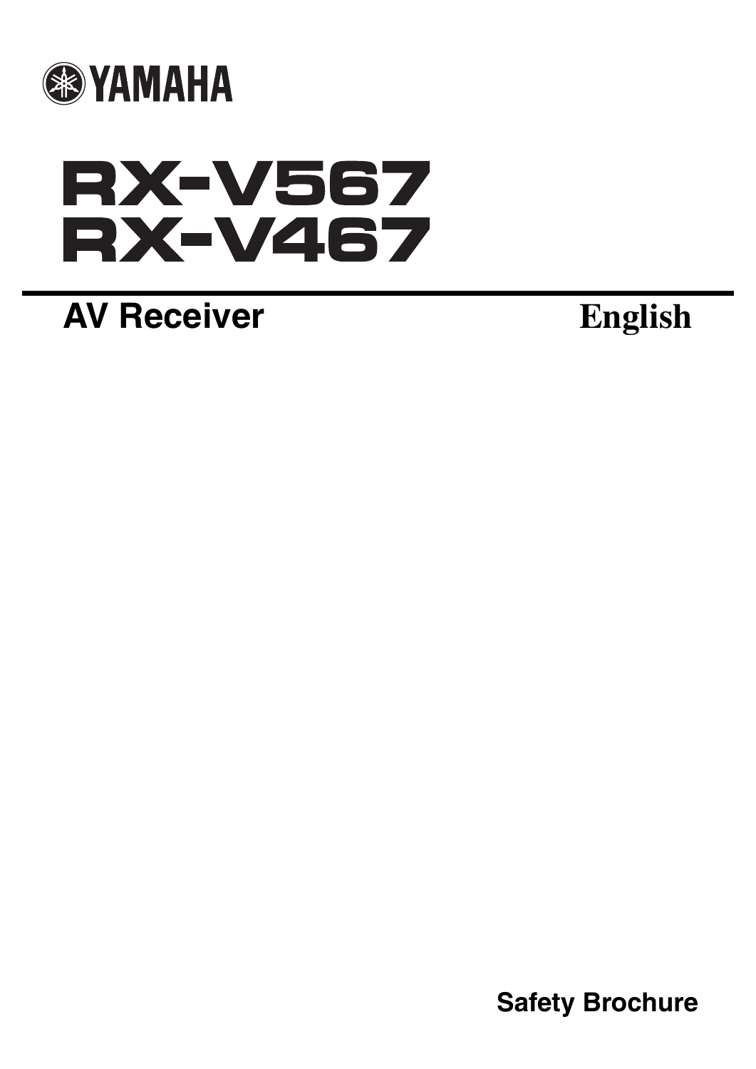YAMAHA

# RX-V567
# RX-V467

## AV Receiver

**English**

**Safety Brochure**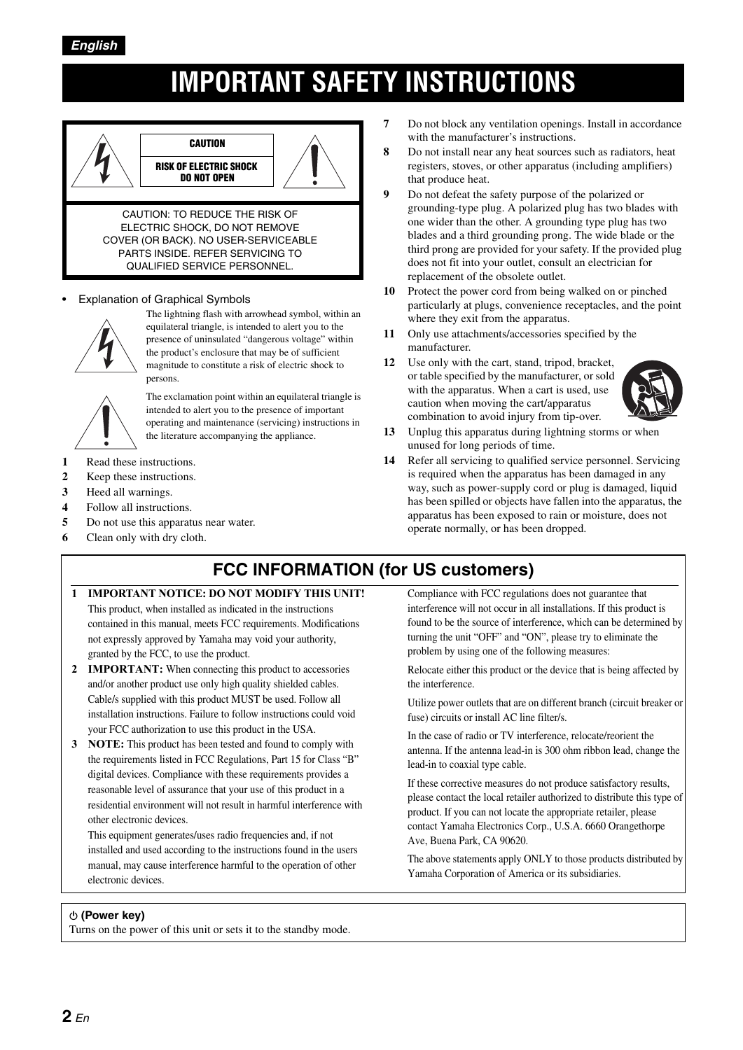English

# IMPORTANT SAFETY INSTRUCTIONS

CAUTION

RISK OF ELECTRIC SHOCK DO NOT OPEN

CAUTION: TO REDUCE THE RISK OF ELECTRIC SHOCK, DO NOT REMOVE COVER (OR BACK). NO USER-SERVICEABLE PARTS INSIDE. REFER SERVICING TO QUALIFIED SERVICE PERSONNEL.

- Explanation of Graphical Symbols

The lightning flash with arrowhead symbol, within an equilateral triangle, is intended to alert you to the presence of uninsulated "dangerous voltage" within the product's enclosure that may be of sufficient magnitude to constitute a risk of electric shock to persons.

The exclamation point within an equilateral triangle is intended to alert you to the presence of important operating and maintenance (servicing) instructions in the literature accompanying the appliance.

1. Read these instructions.
2. Keep these instructions.
3. Heed all warnings.
4. Follow all instructions.
5. Do not use this apparatus near water.
6. Clean only with dry cloth.
7. Do not block any ventilation openings. Install in accordance with the manufacturer's instructions.
8. Do not install near any heat sources such as radiators, heat registers, stoves, or other apparatus (including amplifiers) that produce heat.
9. Do not defeat the safety purpose of the polarized or grounding-type plug. A polarized plug has two blades with one wider than the other. A grounding type plug has two blades and a third grounding prong. The wide blade or the third prong are provided for your safety. If the provided plug does not fit into your outlet, consult an electrician for replacement of the obsolete outlet.
10. Protect the power cord from being walked on or pinched particularly at plugs, convenience receptacles, and the point where they exit from the apparatus.
11. Only use attachments/accessories specified by the manufacturer.
12. Use only with the cart, stand, tripod, bracket, or table specified by the manufacturer, or sold with the apparatus. When a cart is used, use caution when moving the cart/apparatus combination to avoid injury from tip-over.
13. Unplug this apparatus during lightning storms or when unused for long periods of time.
14. Refer all servicing to qualified service personnel. Servicing is required when the apparatus has been damaged in any way, such as power-supply cord or plug is damaged, liquid has been spilled or objects have fallen into the apparatus, the apparatus has been exposed to rain or moisture, does not operate normally, or has been dropped.

## FCC INFORMATION (for US customers)

1. **IMPORTANT NOTICE: DO NOT MODIFY THIS UNIT!** This product, when installed as indicated in the instructions contained in this manual, meets FCC requirements. Modifications not expressly approved by Yamaha may void your authority, granted by the FCC, to use the product.
2. **IMPORTANT:** When connecting this product to accessories and/or another product use only high quality shielded cables. Cable/s supplied with this product MUST be used. Follow all installation instructions. Failure to follow instructions could void your FCC authorization to use this product in the USA.
3. **NOTE:** This product has been tested and found to comply with the requirements listed in FCC Regulations, Part 15 for Class "B" digital devices. Compliance with these requirements provides a reasonable level of assurance that your use of this product in a residential environment will not result in harmful interference with other electronic devices.

   This equipment generates/uses radio frequencies and, if not installed and used according to the instructions found in the users manual, may cause interference harmful to the operation of other electronic devices.

   Compliance with FCC regulations does not guarantee that interference will not occur in all installations. If this product is found to be the source of interference, which can be determined by turning the unit "OFF" and "ON", please try to eliminate the problem by using one of the following measures:

   Relocate either this product or the device that is being affected by the interference.

   Utilize power outlets that are on different branch (circuit breaker or fuse) circuits or install AC line filter/s.

   In the case of radio or TV interference, relocate/reorient the antenna. If the antenna lead-in is 300 ohm ribbon lead, change the lead-in to coaxial type cable.

   If these corrective measures do not produce satisfactory results, please contact the local retailer authorized to distribute this type of product. If you can not locate the appropriate retailer, please contact Yamaha Electronics Corp., U.S.A. 6660 Orangethorpe Ave, Buena Park, CA 90620.

   The above statements apply ONLY to those products distributed by Yamaha Corporation of America or its subsidiaries.

**⏻ (Power key)**

Turns on the power of this unit or sets it to the standby mode.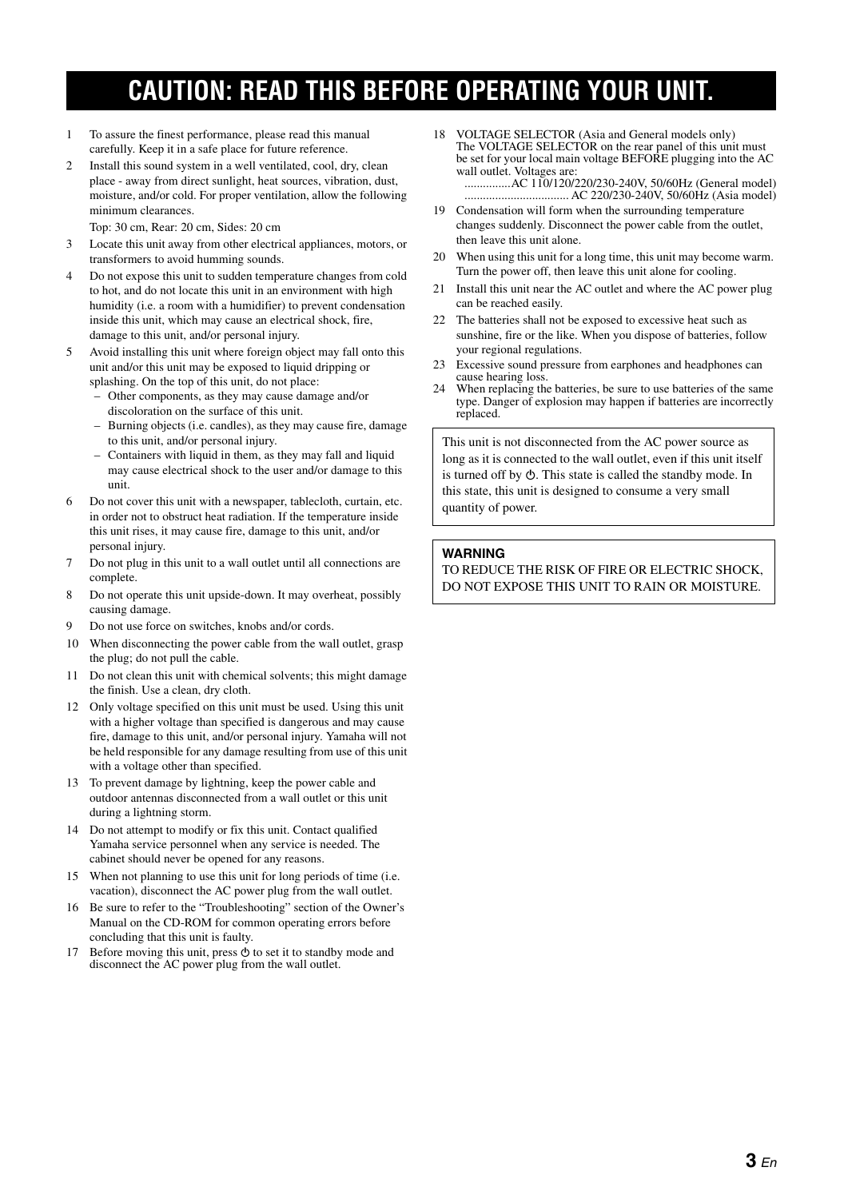# CAUTION: READ THIS BEFORE OPERATING YOUR UNIT.

1 To assure the finest performance, please read this manual carefully. Keep it in a safe place for future reference.

2 Install this sound system in a well ventilated, cool, dry, clean place - away from direct sunlight, heat sources, vibration, dust, moisture, and/or cold. For proper ventilation, allow the following minimum clearances.

   Top: 30 cm, Rear: 20 cm, Sides: 20 cm

3 Locate this unit away from other electrical appliances, motors, or transformers to avoid humming sounds.

4 Do not expose this unit to sudden temperature changes from cold to hot, and do not locate this unit in an environment with high humidity (i.e. a room with a humidifier) to prevent condensation inside this unit, which may cause an electrical shock, fire, damage to this unit, and/or personal injury.

5 Avoid installing this unit where foreign object may fall onto this unit and/or this unit may be exposed to liquid dripping or splashing. On the top of this unit, do not place:
   - Other components, as they may cause damage and/or discoloration on the surface of this unit.
   - Burning objects (i.e. candles), as they may cause fire, damage to this unit, and/or personal injury.
   - Containers with liquid in them, as they may fall and liquid may cause electrical shock to the user and/or damage to this unit.

6 Do not cover this unit with a newspaper, tablecloth, curtain, etc. in order not to obstruct heat radiation. If the temperature inside this unit rises, it may cause fire, damage to this unit, and/or personal injury.

7 Do not plug in this unit to a wall outlet until all connections are complete.

8 Do not operate this unit upside-down. It may overheat, possibly causing damage.

9 Do not use force on switches, knobs and/or cords.

10 When disconnecting the power cable from the wall outlet, grasp the plug; do not pull the cable.

11 Do not clean this unit with chemical solvents; this might damage the finish. Use a clean, dry cloth.

12 Only voltage specified on this unit must be used. Using this unit with a higher voltage than specified is dangerous and may cause fire, damage to this unit, and/or personal injury. Yamaha will not be held responsible for any damage resulting from use of this unit with a voltage other than specified.

13 To prevent damage by lightning, keep the power cable and outdoor antennas disconnected from a wall outlet or this unit during a lightning storm.

14 Do not attempt to modify or fix this unit. Contact qualified Yamaha service personnel when any service is needed. The cabinet should never be opened for any reasons.

15 When not planning to use this unit for long periods of time (i.e. vacation), disconnect the AC power plug from the wall outlet.

16 Be sure to refer to the “Troubleshooting” section of the Owner’s Manual on the CD-ROM for common operating errors before concluding that this unit is faulty.

17 Before moving this unit, press ⏻ to set it to standby mode and disconnect the AC power plug from the wall outlet.

18 VOLTAGE SELECTOR (Asia and General models only)
   The VOLTAGE SELECTOR on the rear panel of this unit must be set for your local main voltage BEFORE plugging into the AC wall outlet. Voltages are:
   ...............AC 110/120/220/230-240V, 50/60Hz (General model)
   .................................. AC 220/230-240V, 50/60Hz (Asia model)

19 Condensation will form when the surrounding temperature changes suddenly. Disconnect the power cable from the outlet, then leave this unit alone.

20 When using this unit for a long time, this unit may become warm. Turn the power off, then leave this unit alone for cooling.

21 Install this unit near the AC outlet and where the AC power plug can be reached easily.

22 The batteries shall not be exposed to excessive heat such as sunshine, fire or the like. When you dispose of batteries, follow your regional regulations.

23 Excessive sound pressure from earphones and headphones can cause hearing loss.

24 When replacing the batteries, be sure to use batteries of the same type. Danger of explosion may happen if batteries are incorrectly replaced.

This unit is not disconnected from the AC power source as long as it is connected to the wall outlet, even if this unit itself is turned off by ⏻. This state is called the standby mode. In this state, this unit is designed to consume a very small quantity of power.

**WARNING**

TO REDUCE THE RISK OF FIRE OR ELECTRIC SHOCK, DO NOT EXPOSE THIS UNIT TO RAIN OR MOISTURE.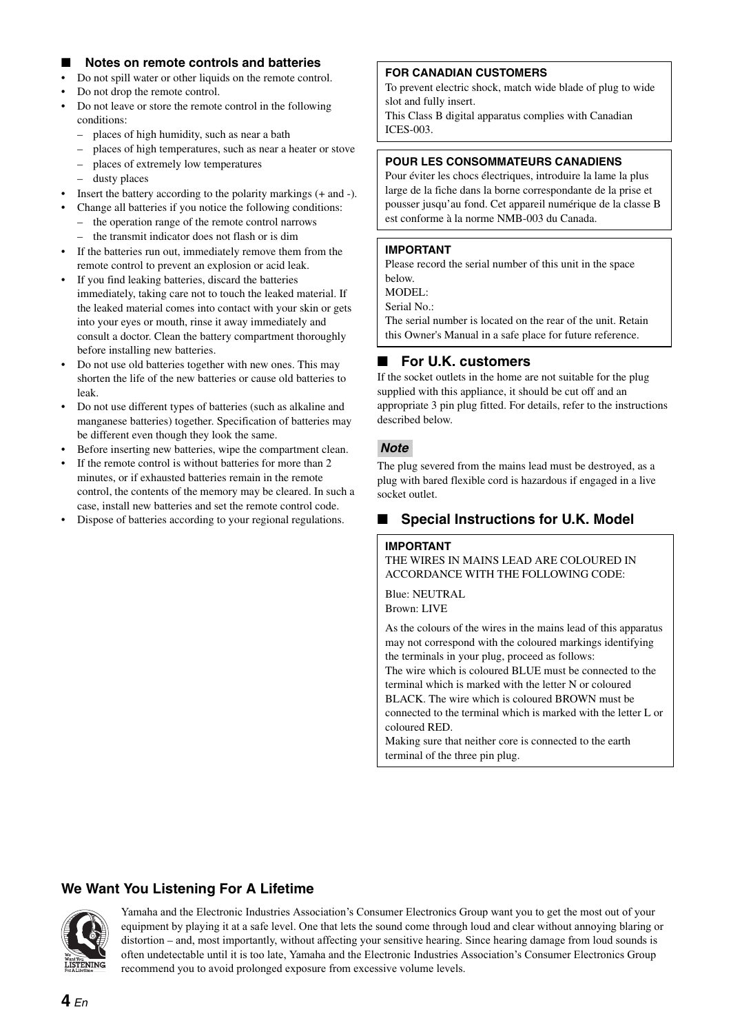### ■ Notes on remote controls and batteries

- Do not spill water or other liquids on the remote control.
- Do not drop the remote control.
- Do not leave or store the remote control in the following conditions:
  - places of high humidity, such as near a bath
  - places of high temperatures, such as near a heater or stove
  - places of extremely low temperatures
  - dusty places
- Insert the battery according to the polarity markings (+ and -).
- Change all batteries if you notice the following conditions:
  - the operation range of the remote control narrows
  - the transmit indicator does not flash or is dim
- If the batteries run out, immediately remove them from the remote control to prevent an explosion or acid leak.
- If you find leaking batteries, discard the batteries immediately, taking care not to touch the leaked material. If the leaked material comes into contact with your skin or gets into your eyes or mouth, rinse it away immediately and consult a doctor. Clean the battery compartment thoroughly before installing new batteries.
- Do not use old batteries together with new ones. This may shorten the life of the new batteries or cause old batteries to leak.
- Do not use different types of batteries (such as alkaline and manganese batteries) together. Specification of batteries may be different even though they look the same.
- Before inserting new batteries, wipe the compartment clean.
- If the remote control is without batteries for more than 2 minutes, or if exhausted batteries remain in the remote control, the contents of the memory may be cleared. In such a case, install new batteries and set the remote control code.
- Dispose of batteries according to your regional regulations.

**FOR CANADIAN CUSTOMERS**

To prevent electric shock, match wide blade of plug to wide slot and fully insert.
This Class B digital apparatus complies with Canadian ICES-003.

**POUR LES CONSOMMATEURS CANADIENS**

Pour éviter les chocs électriques, introduire la lame la plus large de la fiche dans la borne correspondante de la prise et pousser jusqu'au fond. Cet appareil numérique de la classe B est conforme à la norme NMB-003 du Canada.

**IMPORTANT**

Please record the serial number of this unit in the space below.
MODEL:
Serial No.:
The serial number is located on the rear of the unit. Retain this Owner's Manual in a safe place for future reference.

### ■ For U.K. customers

If the socket outlets in the home are not suitable for the plug supplied with this appliance, it should be cut off and an appropriate 3 pin plug fitted. For details, refer to the instructions described below.

*Note*

The plug severed from the mains lead must be destroyed, as a plug with bared flexible cord is hazardous if engaged in a live socket outlet.

### ■ Special Instructions for U.K. Model

**IMPORTANT**

THE WIRES IN MAINS LEAD ARE COLOURED IN ACCORDANCE WITH THE FOLLOWING CODE:

Blue: NEUTRAL
Brown: LIVE

As the colours of the wires in the mains lead of this apparatus may not correspond with the coloured markings identifying the terminals in your plug, proceed as follows:
The wire which is coloured BLUE must be connected to the terminal which is marked with the letter N or coloured BLACK. The wire which is coloured BROWN must be connected to the terminal which is marked with the letter L or coloured RED.
Making sure that neither core is connected to the earth terminal of the three pin plug.

### We Want You Listening For A Lifetime

Yamaha and the Electronic Industries Association's Consumer Electronics Group want you to get the most out of your equipment by playing it at a safe level. One that lets the sound come through loud and clear without annoying blaring or distortion – and, most importantly, without affecting your sensitive hearing. Since hearing damage from loud sounds is often undetectable until it is too late, Yamaha and the Electronic Industries Association's Consumer Electronics Group recommend you to avoid prolonged exposure from excessive volume levels.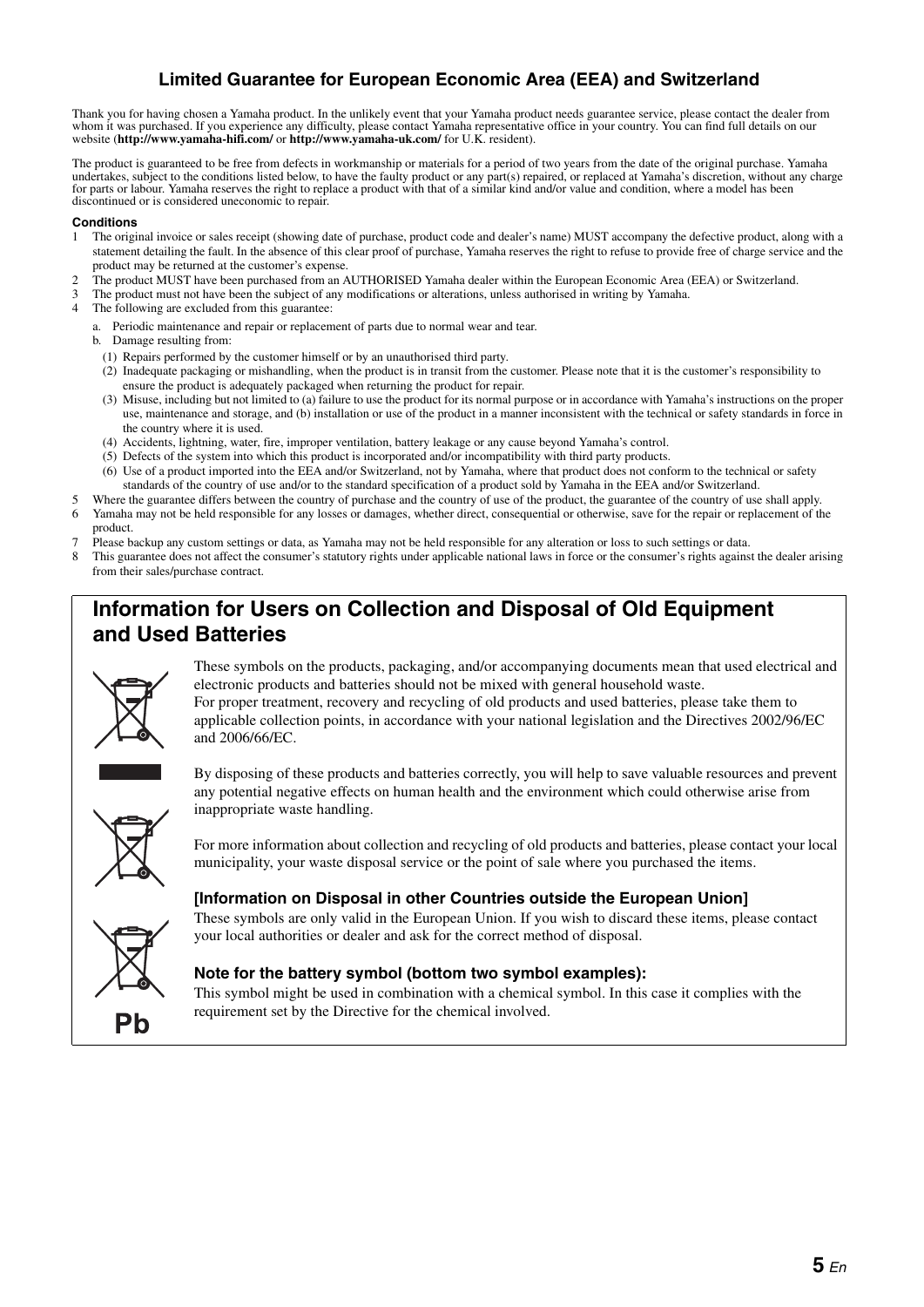## Limited Guarantee for European Economic Area (EEA) and Switzerland

Thank you for having chosen a Yamaha product. In the unlikely event that your Yamaha product needs guarantee service, please contact the dealer from whom it was purchased. If you experience any difficulty, please contact Yamaha representative office in your country. You can find full details on our website (**http://www.yamaha-hifi.com/** or **http://www.yamaha-uk.com/** for U.K. resident).

The product is guaranteed to be free from defects in workmanship or materials for a period of two years from the date of the original purchase. Yamaha undertakes, subject to the conditions listed below, to have the faulty product or any part(s) repaired, or replaced at Yamaha's discretion, without any charge for parts or labour. Yamaha reserves the right to replace a product with that of a similar kind and/or value and condition, where a model has been discontinued or is considered uneconomic to repair.

**Conditions**

1. The original invoice or sales receipt (showing date of purchase, product code and dealer's name) MUST accompany the defective product, along with a statement detailing the fault. In the absence of this clear proof of purchase, Yamaha reserves the right to refuse to provide free of charge service and the product may be returned at the customer's expense.
2. The product MUST have been purchased from an AUTHORISED Yamaha dealer within the European Economic Area (EEA) or Switzerland.
3. The product must not have been the subject of any modifications or alterations, unless authorised in writing by Yamaha.
4. The following are excluded from this guarantee:
   a. Periodic maintenance and repair or replacement of parts due to normal wear and tear.
   b. Damage resulting from:
      (1) Repairs performed by the customer himself or by an unauthorised third party.
      (2) Inadequate packaging or mishandling, when the product is in transit from the customer. Please note that it is the customer's responsibility to ensure the product is adequately packaged when returning the product for repair.
      (3) Misuse, including but not limited to (a) failure to use the product for its normal purpose or in accordance with Yamaha's instructions on the proper use, maintenance and storage, and (b) installation or use of the product in a manner inconsistent with the technical or safety standards in force in the country where it is used.
      (4) Accidents, lightning, water, fire, improper ventilation, battery leakage or any cause beyond Yamaha's control.
      (5) Defects of the system into which this product is incorporated and/or incompatibility with third party products.
      (6) Use of a product imported into the EEA and/or Switzerland, not by Yamaha, where that product does not conform to the technical or safety standards of the country of use and/or to the standard specification of a product sold by Yamaha in the EEA and/or Switzerland.
5. Where the guarantee differs between the country of purchase and the country of use of the product, the guarantee of the country of use shall apply.
6. Yamaha may not be held responsible for any losses or damages, whether direct, consequential or otherwise, save for the repair or replacement of the product.
7. Please backup any custom settings or data, as Yamaha may not be held responsible for any alteration or loss to such settings or data.
8. This guarantee does not affect the consumer's statutory rights under applicable national laws in force or the consumer's rights against the dealer arising from their sales/purchase contract.

## Information for Users on Collection and Disposal of Old Equipment and Used Batteries

These symbols on the products, packaging, and/or accompanying documents mean that used electrical and electronic products and batteries should not be mixed with general household waste.
For proper treatment, recovery and recycling of old products and used batteries, please take them to applicable collection points, in accordance with your national legislation and the Directives 2002/96/EC and 2006/66/EC.

By disposing of these products and batteries correctly, you will help to save valuable resources and prevent any potential negative effects on human health and the environment which could otherwise arise from inappropriate waste handling.

For more information about collection and recycling of old products and batteries, please contact your local municipality, your waste disposal service or the point of sale where you purchased the items.

### [Information on Disposal in other Countries outside the European Union]

These symbols are only valid in the European Union. If you wish to discard these items, please contact your local authorities or dealer and ask for the correct method of disposal.

### Note for the battery symbol (bottom two symbol examples):

This symbol might be used in combination with a chemical symbol. In this case it complies with the requirement set by the Directive for the chemical involved.

Pb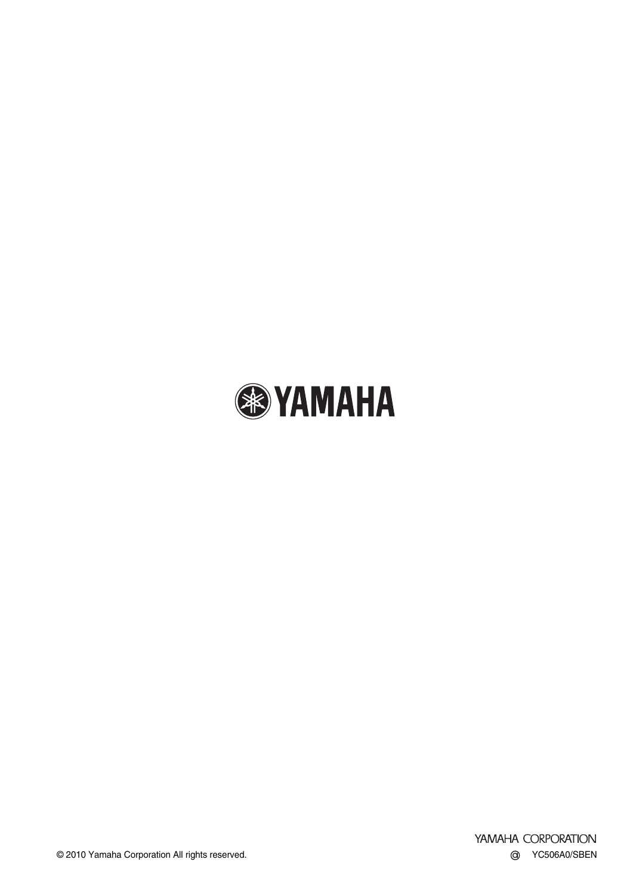YAMAHA

YAMAHA CORPORATION

© 2010 Yamaha Corporation All rights reserved.

@ YC506A0/SBEN